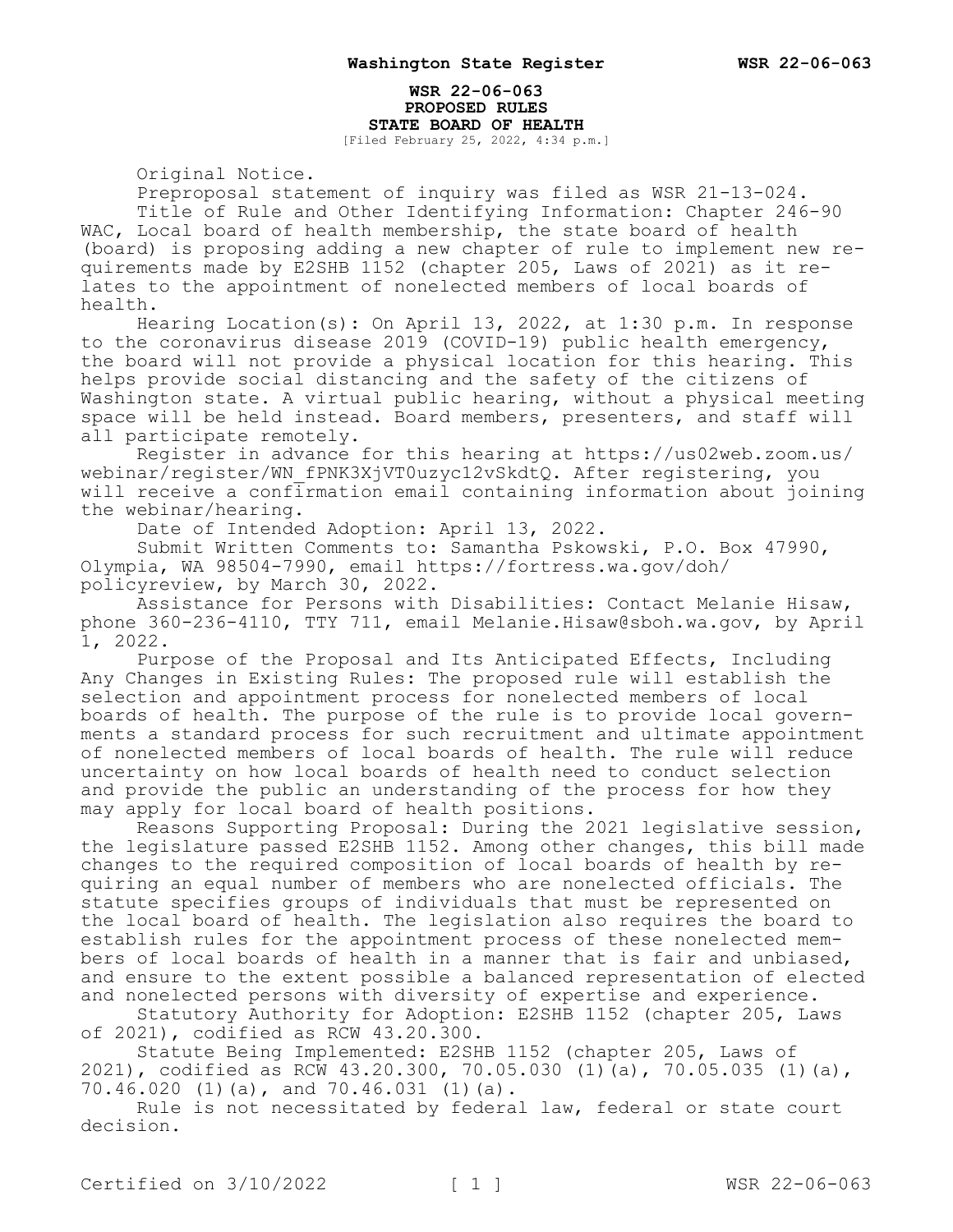**WSR 22-06-063**
**PROPOSED RULES**
**STATE BOARD OF HEALTH**
[Filed February 25, 2022, 4:34 p.m.]

Original Notice.

Preproposal statement of inquiry was filed as WSR 21-13-024.

Title of Rule and Other Identifying Information: Chapter 246-90 WAC, Local board of health membership, the state board of health (board) is proposing adding a new chapter of rule to implement new requirements made by E2SHB 1152 (chapter 205, Laws of 2021) as it relates to the appointment of nonelected members of local boards of health.

Hearing Location(s): On April 13, 2022, at 1:30 p.m. In response to the coronavirus disease 2019 (COVID-19) public health emergency, the board will not provide a physical location for this hearing. This helps provide social distancing and the safety of the citizens of Washington state. A virtual public hearing, without a physical meeting space will be held instead. Board members, presenters, and staff will all participate remotely.

Register in advance for this hearing at https://us02web.zoom.us/webinar/register/WN_fPNK3XjVT0uzyc12vSkdtQ. After registering, you will receive a confirmation email containing information about joining the webinar/hearing.

Date of Intended Adoption: April 13, 2022.

Submit Written Comments to: Samantha Pskowski, P.O. Box 47990, Olympia, WA 98504-7990, email https://fortress.wa.gov/doh/policyreview, by March 30, 2022.

Assistance for Persons with Disabilities: Contact Melanie Hisaw, phone 360-236-4110, TTY 711, email Melanie.Hisaw@sboh.wa.gov, by April 1, 2022.

Purpose of the Proposal and Its Anticipated Effects, Including Any Changes in Existing Rules: The proposed rule will establish the selection and appointment process for nonelected members of local boards of health. The purpose of the rule is to provide local governments a standard process for such recruitment and ultimate appointment of nonelected members of local boards of health. The rule will reduce uncertainty on how local boards of health need to conduct selection and provide the public an understanding of the process for how they may apply for local board of health positions.

Reasons Supporting Proposal: During the 2021 legislative session, the legislature passed E2SHB 1152. Among other changes, this bill made changes to the required composition of local boards of health by requiring an equal number of members who are nonelected officials. The statute specifies groups of individuals that must be represented on the local board of health. The legislation also requires the board to establish rules for the appointment process of these nonelected members of local boards of health in a manner that is fair and unbiased, and ensure to the extent possible a balanced representation of elected and nonelected persons with diversity of expertise and experience.

Statutory Authority for Adoption: E2SHB 1152 (chapter 205, Laws of 2021), codified as RCW 43.20.300.

Statute Being Implemented: E2SHB 1152 (chapter 205, Laws of 2021), codified as RCW 43.20.300, 70.05.030 (1)(a), 70.05.035 (1)(a), 70.46.020 (1)(a), and 70.46.031 (1)(a).

Rule is not necessitated by federal law, federal or state court decision.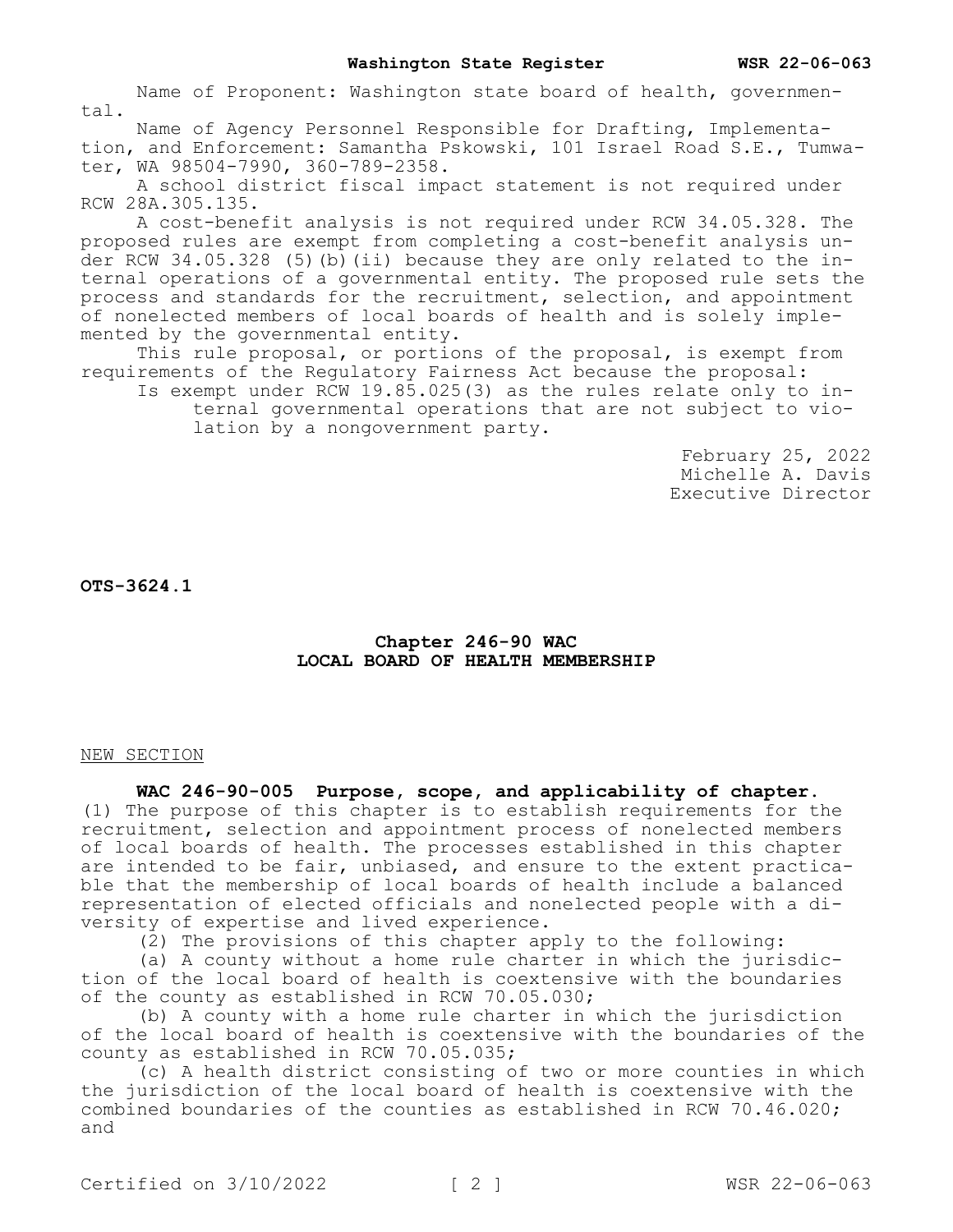Name of Proponent: Washington state board of health, governmental.

Name of Agency Personnel Responsible for Drafting, Implementation, and Enforcement: Samantha Pskowski, 101 Israel Road S.E., Tumwater, WA 98504-7990, 360-789-2358.

A school district fiscal impact statement is not required under RCW 28A.305.135.

A cost-benefit analysis is not required under RCW 34.05.328. The proposed rules are exempt from completing a cost-benefit analysis under RCW 34.05.328 (5)(b)(ii) because they are only related to the internal operations of a governmental entity. The proposed rule sets the process and standards for the recruitment, selection, and appointment of nonelected members of local boards of health and is solely implemented by the governmental entity.

This rule proposal, or portions of the proposal, is exempt from requirements of the Regulatory Fairness Act because the proposal:

Is exempt under RCW 19.85.025(3) as the rules relate only to internal governmental operations that are not subject to violation by a nongovernment party.

February 25, 2022
Michelle A. Davis
Executive Director

**OTS-3624.1**

## Chapter 246-90 WAC
## LOCAL BOARD OF HEALTH MEMBERSHIP

NEW SECTION

**WAC 246-90-005 Purpose, scope, and applicability of chapter.** (1) The purpose of this chapter is to establish requirements for the recruitment, selection and appointment process of nonelected members of local boards of health. The processes established in this chapter are intended to be fair, unbiased, and ensure to the extent practicable that the membership of local boards of health include a balanced representation of elected officials and nonelected people with a diversity of expertise and lived experience.

(2) The provisions of this chapter apply to the following:

(a) A county without a home rule charter in which the jurisdiction of the local board of health is coextensive with the boundaries of the county as established in RCW 70.05.030;

(b) A county with a home rule charter in which the jurisdiction of the local board of health is coextensive with the boundaries of the county as established in RCW 70.05.035;

(c) A health district consisting of two or more counties in which the jurisdiction of the local board of health is coextensive with the combined boundaries of the counties as established in RCW 70.46.020; and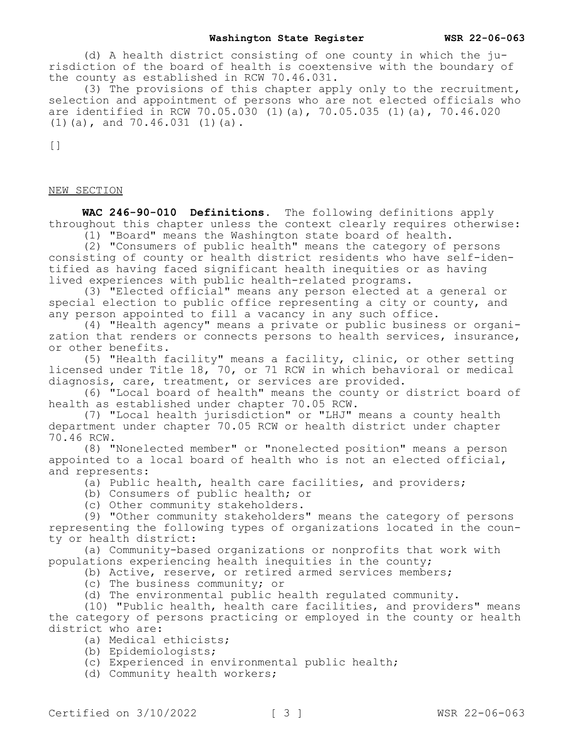(d) A health district consisting of one county in which the jurisdiction of the board of health is coextensive with the boundary of the county as established in RCW 70.46.031.

(3) The provisions of this chapter apply only to the recruitment, selection and appointment of persons who are not elected officials who are identified in RCW 70.05.030 (1)(a), 70.05.035 (1)(a), 70.46.020 (1)(a), and 70.46.031 (1)(a).

[]

NEW SECTION

**WAC 246-90-010 Definitions.** The following definitions apply throughout this chapter unless the context clearly requires otherwise:

(1) "Board" means the Washington state board of health.

(2) "Consumers of public health" means the category of persons consisting of county or health district residents who have self-identified as having faced significant health inequities or as having lived experiences with public health-related programs.

(3) "Elected official" means any person elected at a general or special election to public office representing a city or county, and any person appointed to fill a vacancy in any such office.

(4) "Health agency" means a private or public business or organization that renders or connects persons to health services, insurance, or other benefits.

(5) "Health facility" means a facility, clinic, or other setting licensed under Title 18, 70, or 71 RCW in which behavioral or medical diagnosis, care, treatment, or services are provided.

(6) "Local board of health" means the county or district board of health as established under chapter 70.05 RCW.

(7) "Local health jurisdiction" or "LHJ" means a county health department under chapter 70.05 RCW or health district under chapter 70.46 RCW.

(8) "Nonelected member" or "nonelected position" means a person appointed to a local board of health who is not an elected official, and represents:

(a) Public health, health care facilities, and providers;

(b) Consumers of public health; or

(c) Other community stakeholders.

(9) "Other community stakeholders" means the category of persons representing the following types of organizations located in the county or health district:

(a) Community-based organizations or nonprofits that work with populations experiencing health inequities in the county;

(b) Active, reserve, or retired armed services members;

(c) The business community; or

(d) The environmental public health regulated community.

(10) "Public health, health care facilities, and providers" means the category of persons practicing or employed in the county or health district who are:

(a) Medical ethicists;

(b) Epidemiologists;

(c) Experienced in environmental public health;

(d) Community health workers;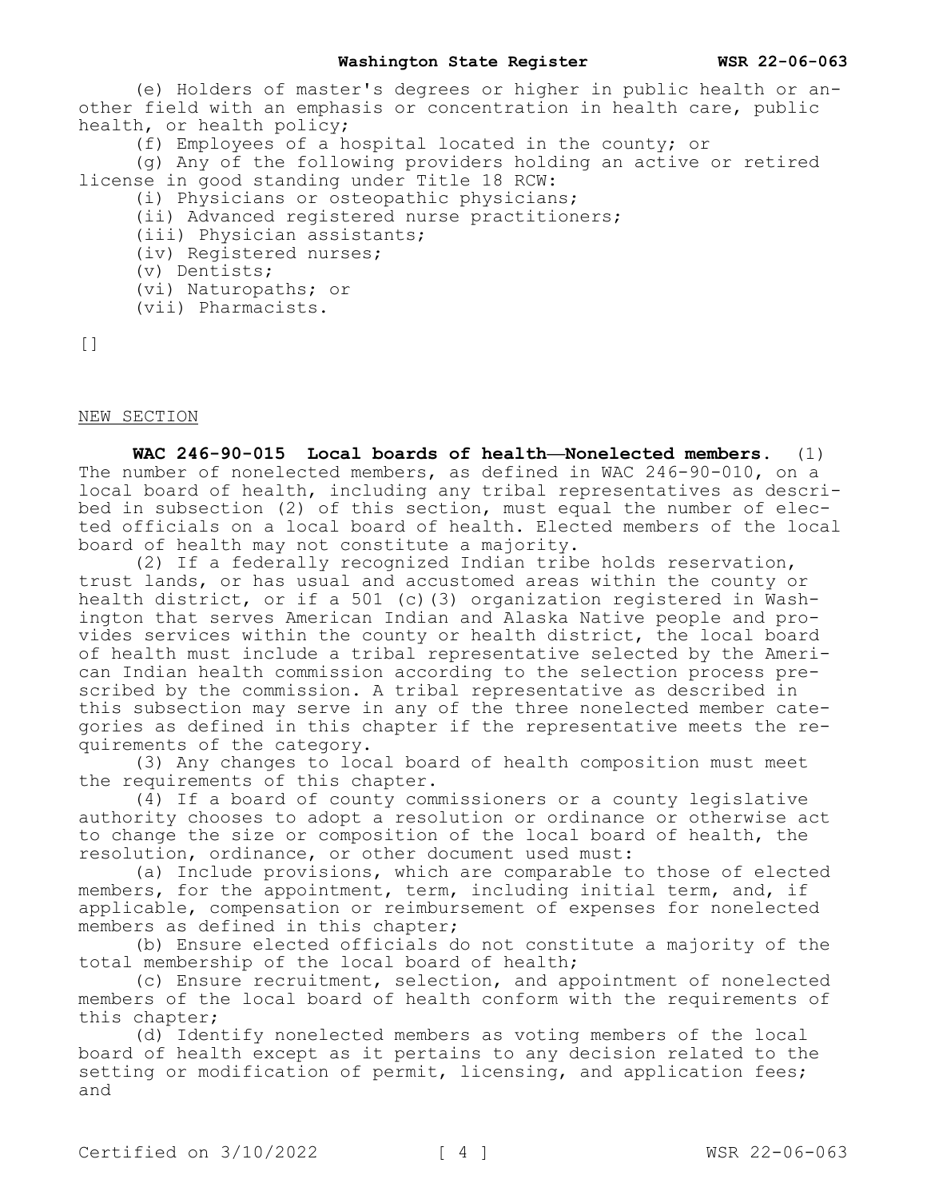(e) Holders of master's degrees or higher in public health or another field with an emphasis or concentration in health care, public health, or health policy;

(f) Employees of a hospital located in the county; or

(g) Any of the following providers holding an active or retired license in good standing under Title 18 RCW:

(i) Physicians or osteopathic physicians;

(ii) Advanced registered nurse practitioners;

(iii) Physician assistants;

(iv) Registered nurses;

(v) Dentists;

(vi) Naturopaths; or

(vii) Pharmacists.

[]

NEW SECTION

**WAC 246-90-015 Local boards of health—Nonelected members.** (1) The number of nonelected members, as defined in WAC 246-90-010, on a local board of health, including any tribal representatives as described in subsection (2) of this section, must equal the number of elected officials on a local board of health. Elected members of the local board of health may not constitute a majority.

(2) If a federally recognized Indian tribe holds reservation, trust lands, or has usual and accustomed areas within the county or health district, or if a 501 (c)(3) organization registered in Washington that serves American Indian and Alaska Native people and provides services within the county or health district, the local board of health must include a tribal representative selected by the American Indian health commission according to the selection process prescribed by the commission. A tribal representative as described in this subsection may serve in any of the three nonelected member categories as defined in this chapter if the representative meets the requirements of the category.

(3) Any changes to local board of health composition must meet the requirements of this chapter.

(4) If a board of county commissioners or a county legislative authority chooses to adopt a resolution or ordinance or otherwise act to change the size or composition of the local board of health, the resolution, ordinance, or other document used must:

(a) Include provisions, which are comparable to those of elected members, for the appointment, term, including initial term, and, if applicable, compensation or reimbursement of expenses for nonelected members as defined in this chapter;

(b) Ensure elected officials do not constitute a majority of the total membership of the local board of health;

(c) Ensure recruitment, selection, and appointment of nonelected members of the local board of health conform with the requirements of this chapter;

(d) Identify nonelected members as voting members of the local board of health except as it pertains to any decision related to the setting or modification of permit, licensing, and application fees; and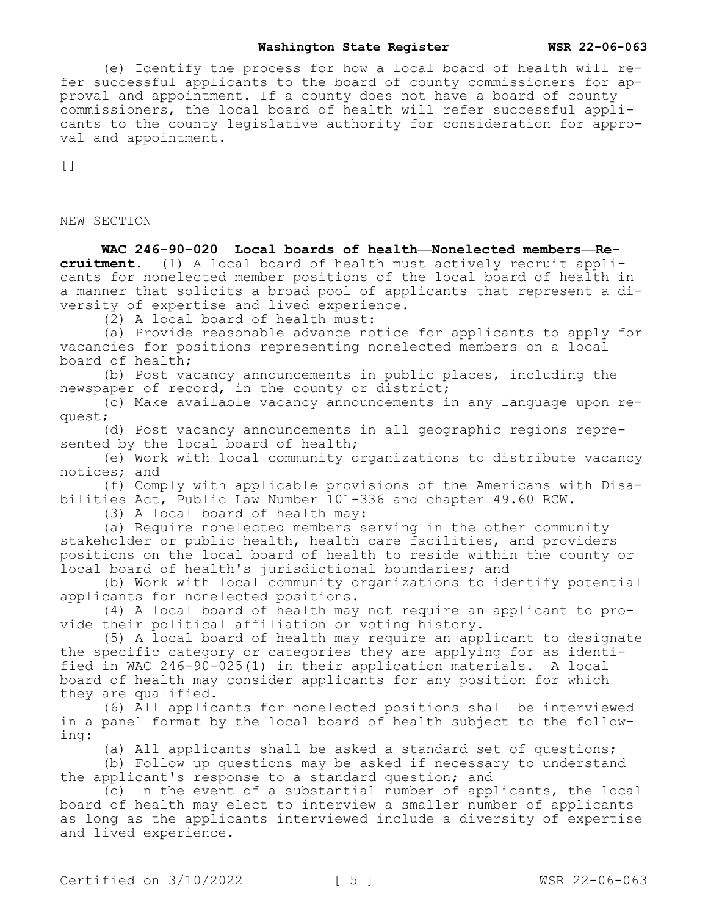(e) Identify the process for how a local board of health will refer successful applicants to the board of county commissioners for approval and appointment. If a county does not have a board of county commissioners, the local board of health will refer successful applicants to the county legislative authority for consideration for approval and appointment.

[]

NEW SECTION

**WAC 246-90-020 Local boards of health—Nonelected members—Recruitment.** (1) A local board of health must actively recruit applicants for nonelected member positions of the local board of health in a manner that solicits a broad pool of applicants that represent a diversity of expertise and lived experience.

(2) A local board of health must:

(a) Provide reasonable advance notice for applicants to apply for vacancies for positions representing nonelected members on a local board of health;

(b) Post vacancy announcements in public places, including the newspaper of record, in the county or district;

(c) Make available vacancy announcements in any language upon request;

(d) Post vacancy announcements in all geographic regions represented by the local board of health;

(e) Work with local community organizations to distribute vacancy notices; and

(f) Comply with applicable provisions of the Americans with Disabilities Act, Public Law Number 101-336 and chapter 49.60 RCW.

(3) A local board of health may:

(a) Require nonelected members serving in the other community stakeholder or public health, health care facilities, and providers positions on the local board of health to reside within the county or local board of health's jurisdictional boundaries; and

(b) Work with local community organizations to identify potential applicants for nonelected positions.

(4) A local board of health may not require an applicant to provide their political affiliation or voting history.

(5) A local board of health may require an applicant to designate the specific category or categories they are applying for as identified in WAC 246-90-025(1) in their application materials. A local board of health may consider applicants for any position for which they are qualified.

(6) All applicants for nonelected positions shall be interviewed in a panel format by the local board of health subject to the following:

(a) All applicants shall be asked a standard set of questions;

(b) Follow up questions may be asked if necessary to understand the applicant's response to a standard question; and

(c) In the event of a substantial number of applicants, the local board of health may elect to interview a smaller number of applicants as long as the applicants interviewed include a diversity of expertise and lived experience.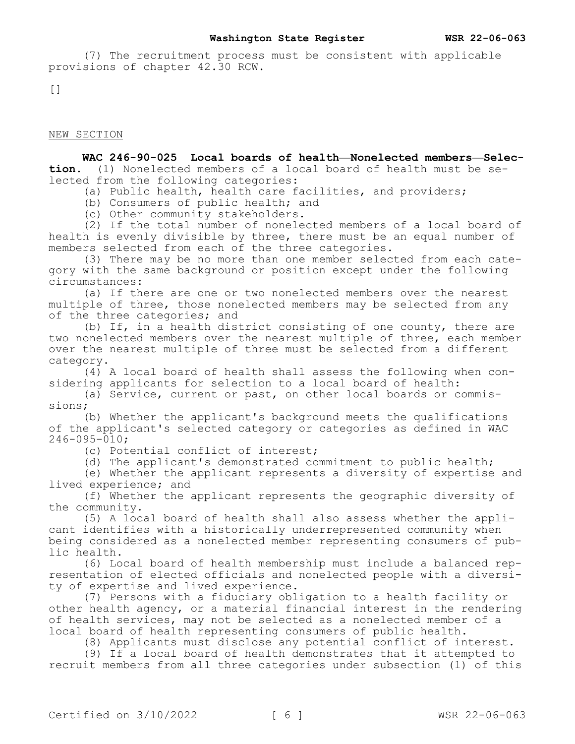(7) The recruitment process must be consistent with applicable provisions of chapter 42.30 RCW.

[]

NEW SECTION

**WAC 246-90-025 Local boards of health—Nonelected members—Selection.** (1) Nonelected members of a local board of health must be selected from the following categories:

(a) Public health, health care facilities, and providers;

(b) Consumers of public health; and

(c) Other community stakeholders.

(2) If the total number of nonelected members of a local board of health is evenly divisible by three, there must be an equal number of members selected from each of the three categories.

(3) There may be no more than one member selected from each category with the same background or position except under the following circumstances:

(a) If there are one or two nonelected members over the nearest multiple of three, those nonelected members may be selected from any of the three categories; and

(b) If, in a health district consisting of one county, there are two nonelected members over the nearest multiple of three, each member over the nearest multiple of three must be selected from a different category.

(4) A local board of health shall assess the following when considering applicants for selection to a local board of health:

(a) Service, current or past, on other local boards or commissions;

(b) Whether the applicant's background meets the qualifications of the applicant's selected category or categories as defined in WAC 246-095-010;

(c) Potential conflict of interest;

(d) The applicant's demonstrated commitment to public health;

(e) Whether the applicant represents a diversity of expertise and lived experience; and

(f) Whether the applicant represents the geographic diversity of the community.

(5) A local board of health shall also assess whether the applicant identifies with a historically underrepresented community when being considered as a nonelected member representing consumers of public health.

(6) Local board of health membership must include a balanced representation of elected officials and nonelected people with a diversity of expertise and lived experience.

(7) Persons with a fiduciary obligation to a health facility or other health agency, or a material financial interest in the rendering of health services, may not be selected as a nonelected member of a local board of health representing consumers of public health.

(8) Applicants must disclose any potential conflict of interest.

(9) If a local board of health demonstrates that it attempted to recruit members from all three categories under subsection (1) of this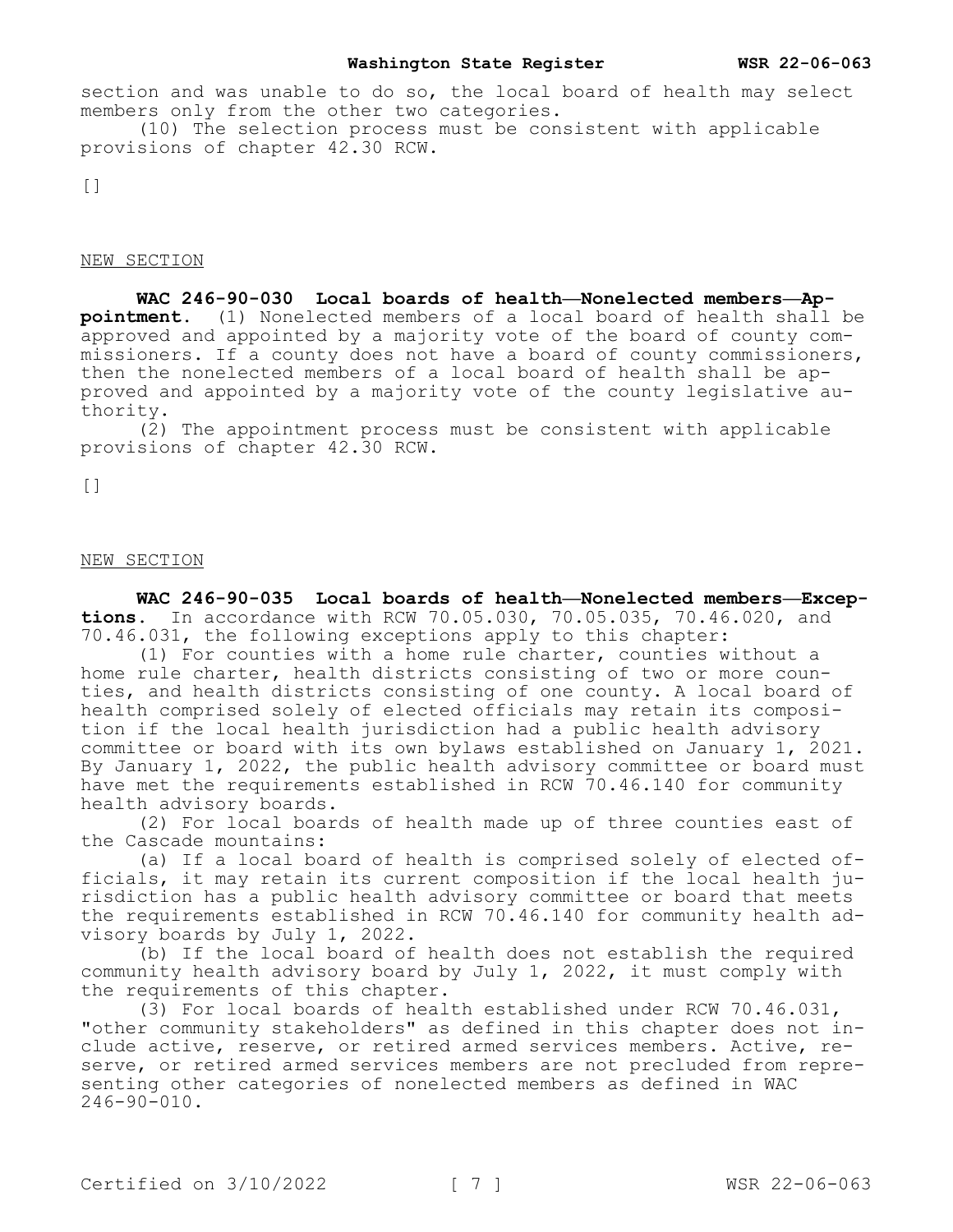section and was unable to do so, the local board of health may select members only from the other two categories.

(10) The selection process must be consistent with applicable provisions of chapter 42.30 RCW.

[]

NEW SECTION

**WAC 246-90-030 Local boards of health—Nonelected members—Appointment.** (1) Nonelected members of a local board of health shall be approved and appointed by a majority vote of the board of county commissioners. If a county does not have a board of county commissioners, then the nonelected members of a local board of health shall be approved and appointed by a majority vote of the county legislative authority.

(2) The appointment process must be consistent with applicable provisions of chapter 42.30 RCW.

[]

NEW SECTION

**WAC 246-90-035 Local boards of health—Nonelected members—Exceptions.** In accordance with RCW 70.05.030, 70.05.035, 70.46.020, and 70.46.031, the following exceptions apply to this chapter:

(1) For counties with a home rule charter, counties without a home rule charter, health districts consisting of two or more counties, and health districts consisting of one county. A local board of health comprised solely of elected officials may retain its composition if the local health jurisdiction had a public health advisory committee or board with its own bylaws established on January 1, 2021. By January 1, 2022, the public health advisory committee or board must have met the requirements established in RCW 70.46.140 for community health advisory boards.

(2) For local boards of health made up of three counties east of the Cascade mountains:

(a) If a local board of health is comprised solely of elected officials, it may retain its current composition if the local health jurisdiction has a public health advisory committee or board that meets the requirements established in RCW 70.46.140 for community health advisory boards by July 1, 2022.

(b) If the local board of health does not establish the required community health advisory board by July 1, 2022, it must comply with the requirements of this chapter.

(3) For local boards of health established under RCW 70.46.031, "other community stakeholders" as defined in this chapter does not include active, reserve, or retired armed services members. Active, reserve, or retired armed services members are not precluded from representing other categories of nonelected members as defined in WAC 246-90-010.